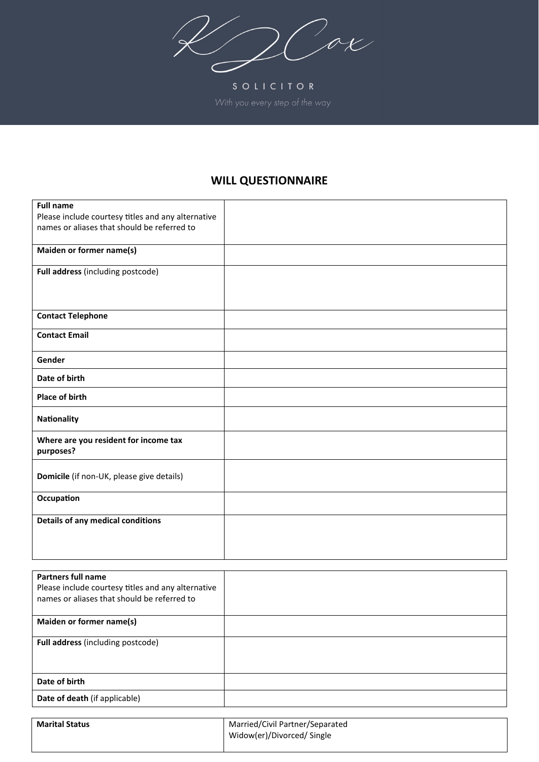KJ Cox

SOLICITOR

*With you every step of the way*

## WILL QUESTIONNAIRE

| | |
|---|---|
| **Full name**<br>Please include courtesy titles and any alternative names or aliases that should be referred to | |
| **Maiden or former name(s)** | |
| **Full address** (including postcode) | |
| **Contact Telephone** | |
| **Contact Email** | |
| **Gender** | |
| **Date of birth** | |
| **Place of birth** | |
| **Nationality** | |
| **Where are you resident for income tax purposes?** | |
| **Domicile** (if non-UK, please give details) | |
| **Occupation** | |
| **Details of any medical conditions** | |

| | |
|---|---|
| **Partners full name**<br>Please include courtesy titles and any alternative names or aliases that should be referred to | |
| **Maiden or former name(s)** | |
| **Full address** (including postcode) | |
| **Date of birth** | |
| **Date of death** (if applicable) | |

| | |
|---|---|
| **Marital Status** | Married/Civil Partner/Separated<br>Widow(er)/Divorced/ Single |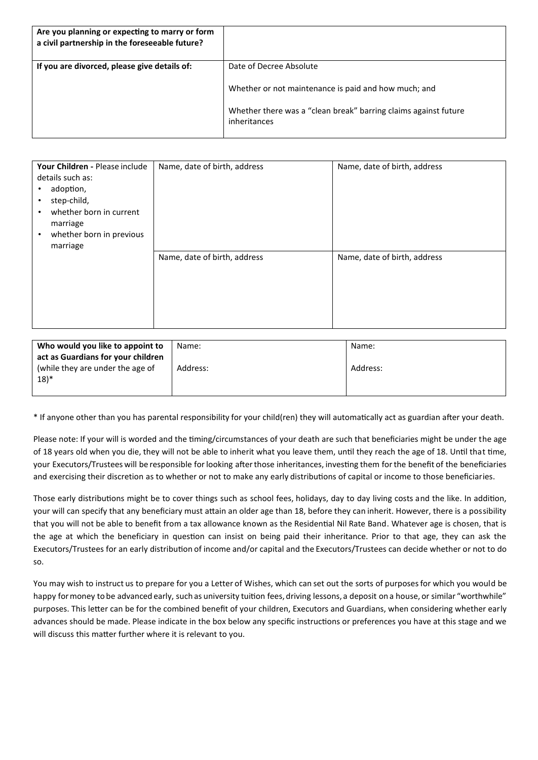| **Are you planning or expecting to marry or form a civil partnership in the foreseeable future?** | |
|---|---|
| **If you are divorced, please give details of:** | Date of Decree Absolute<br><br>Whether or not maintenance is paid and how much; and<br><br>Whether there was a "clean break" barring claims against future inheritances |

| **Your Children -** Please include details such as:<br>• adoption,<br>• step-child,<br>• whether born in current marriage<br>• whether born in previous marriage | Name, date of birth, address | Name, date of birth, address |
|---|---|---|
| | Name, date of birth, address | Name, date of birth, address |

| **Who would you like to appoint to act as Guardians for your children** (while they are under the age of 18)* | Name:<br><br>Address: | Name:<br><br>Address: |
|---|---|---|

\* If anyone other than you has parental responsibility for your child(ren) they will automatically act as guardian after your death.

Please note: If your will is worded and the timing/circumstances of your death are such that beneficiaries might be under the age of 18 years old when you die, they will not be able to inherit what you leave them, until they reach the age of 18. Until that time, your Executors/Trustees will be responsible for looking after those inheritances, investing them for the benefit of the beneficiaries and exercising their discretion as to whether or not to make any early distributions of capital or income to those beneficiaries.

Those early distributions might be to cover things such as school fees, holidays, day to day living costs and the like. In addition, your will can specify that any beneficiary must attain an older age than 18, before they can inherit. However, there is a possibility that you will not be able to benefit from a tax allowance known as the Residential Nil Rate Band. Whatever age is chosen, that is the age at which the beneficiary in question can insist on being paid their inheritance. Prior to that age, they can ask the Executors/Trustees for an early distribution of income and/or capital and the Executors/Trustees can decide whether or not to do so.

You may wish to instruct us to prepare for you a Letter of Wishes, which can set out the sorts of purposes for which you would be happy for money to be advanced early, such as university tuition fees, driving lessons, a deposit on a house, or similar "worthwhile" purposes. This letter can be for the combined benefit of your children, Executors and Guardians, when considering whether early advances should be made. Please indicate in the box below any specific instructions or preferences you have at this stage and we will discuss this matter further where it is relevant to you.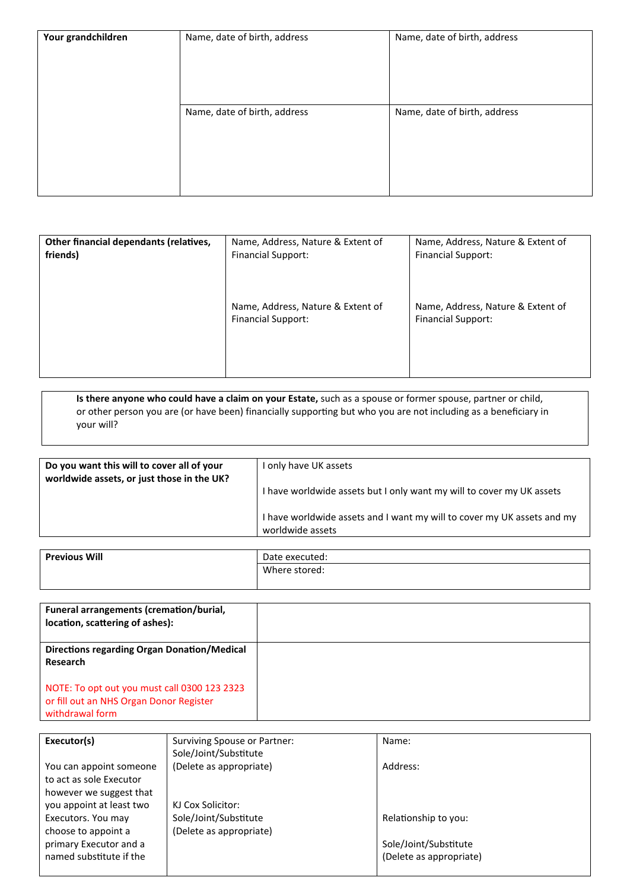| Your grandchildren | Name, date of birth, address | Name, date of birth, address |
|---|---|---|
| | Name, date of birth, address | Name, date of birth, address |

| Other financial dependants (relatives, friends) | Name, Address, Nature & Extent of Financial Support: | Name, Address, Nature & Extent of Financial Support: |
|---|---|---|
| | Name, Address, Nature & Extent of Financial Support: | Name, Address, Nature & Extent of Financial Support: |

| **Is there anyone who could have a claim on your Estate,** such as a spouse or former spouse, partner or child, or other person you are (or have been) financially supporting but who you are not including as a beneficiary in your will? |
|---|

| Do you want this will to cover all of your worldwide assets, or just those in the UK? | I only have UK assets<br><br>I have worldwide assets but I only want my will to cover my UK assets<br><br>I have worldwide assets and I want my will to cover my UK assets and my worldwide assets |
|---|---|

| Previous Will | Date executed: |
|---|---|
| | Where stored: |

| Funeral arrangements (cremation/burial, location, scattering of ashes): | |
|---|---|
| **Directions regarding Organ Donation/Medical Research**<br><br>NOTE: To opt out you must call 0300 123 2323 or fill out an NHS Organ Donor Register withdrawal form | |

| Executor(s) | Surviving Spouse or Partner:<br>Sole/Joint/Substitute<br>(Delete as appropriate) | Name: |
|---|---|---|
| You can appoint someone to act as sole Executor however we suggest that you appoint at least two Executors. You may choose to appoint a primary Executor and a named substitute if the | KJ Cox Solicitor:<br>Sole/Joint/Substitute<br>(Delete as appropriate) | Address:<br><br>Relationship to you:<br><br>Sole/Joint/Substitute<br>(Delete as appropriate) |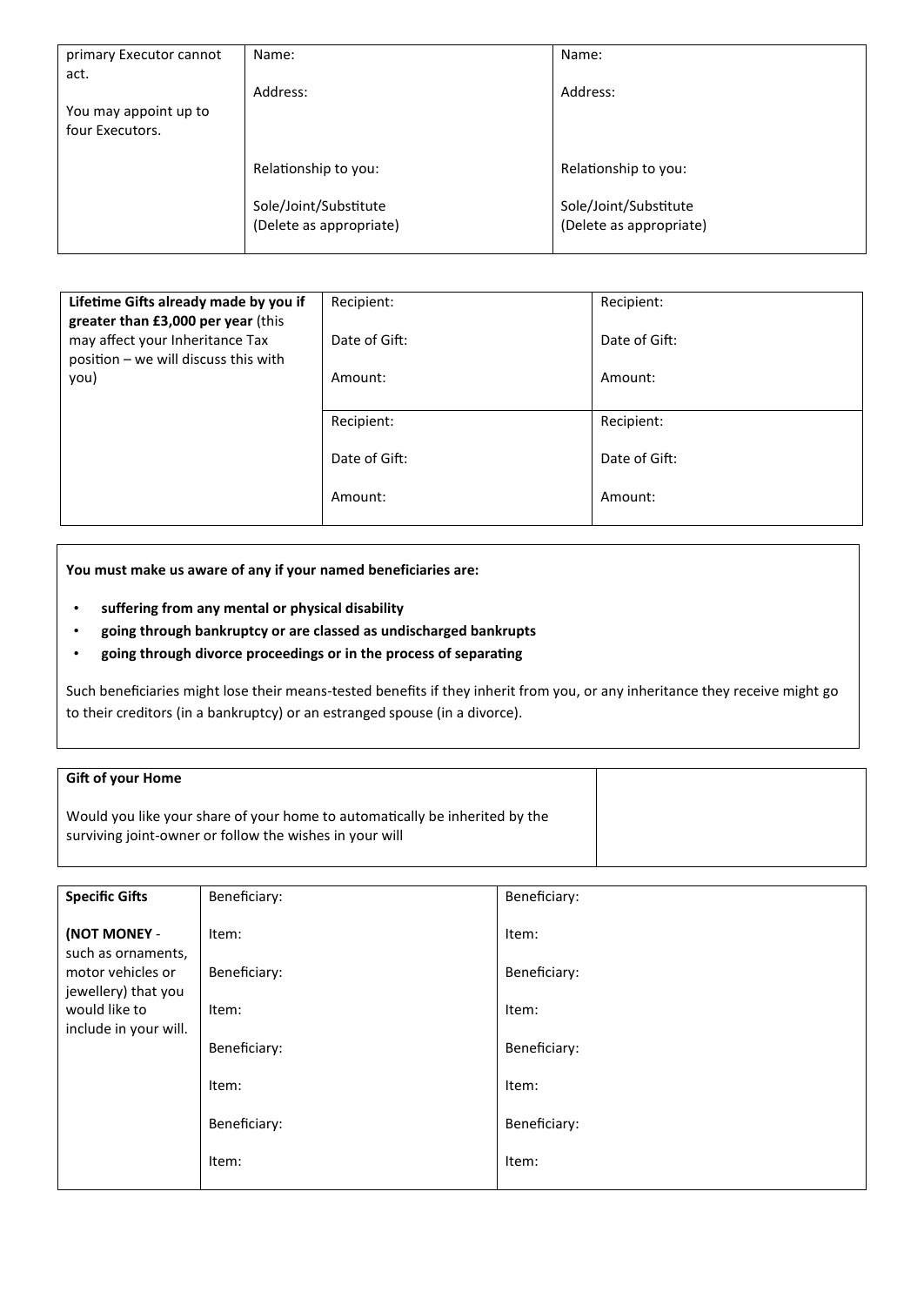| primary Executor cannot act.<br><br>You may appoint up to four Executors. | Name:<br><br>Address:<br><br><br>Relationship to you:<br><br>Sole/Joint/Substitute<br>(Delete as appropriate) | Name:<br><br>Address:<br><br><br>Relationship to you:<br><br>Sole/Joint/Substitute<br>(Delete as appropriate) |
|---|---|---|

| **Lifetime Gifts already made by you if greater than £3,000 per year** (this may affect your Inheritance Tax position – we will discuss this with you) | Recipient:<br><br>Date of Gift:<br><br>Amount: | Recipient:<br><br>Date of Gift:<br><br>Amount: |
|---|---|---|
| | Recipient:<br><br>Date of Gift:<br><br>Amount: | Recipient:<br><br>Date of Gift:<br><br>Amount: |

**You must make us aware of any if your named beneficiaries are:**

- **suffering from any mental or physical disability**
- **going through bankruptcy or are classed as undischarged bankrupts**
- **going through divorce proceedings or in the process of separating**

Such beneficiaries might lose their means-tested benefits if they inherit from you, or any inheritance they receive might go to their creditors (in a bankruptcy) or an estranged spouse (in a divorce).

| **Gift of your Home**<br><br>Would you like your share of your home to automatically be inherited by the surviving joint-owner or follow the wishes in your will | |
|---|---|

| **Specific Gifts**<br><br>**(NOT MONEY** - such as ornaments, motor vehicles or jewellery) that you would like to include in your will. | Beneficiary:<br><br>Item:<br><br>Beneficiary:<br><br>Item:<br><br>Beneficiary:<br><br>Item:<br><br>Beneficiary:<br><br>Item: | Beneficiary:<br><br>Item:<br><br>Beneficiary:<br><br>Item:<br><br>Beneficiary:<br><br>Item:<br><br>Beneficiary:<br><br>Item: |
|---|---|---|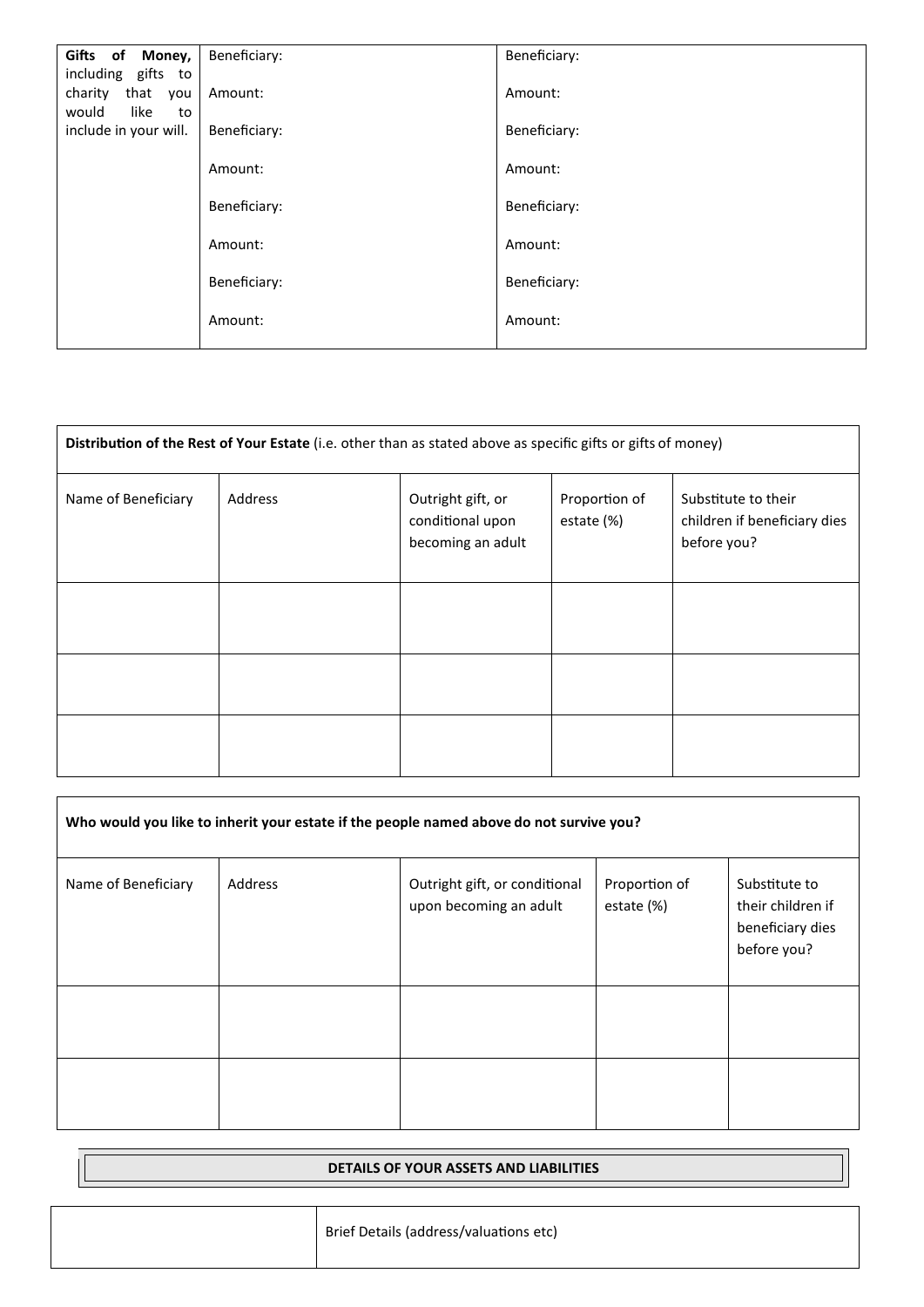| **Gifts of Money,** including gifts to charity that you would like to include in your will. | Beneficiary: | Beneficiary: |
|---|---|---|
| | Amount: | Amount: |
| | Beneficiary: | Beneficiary: |
| | Amount: | Amount: |
| | Beneficiary: | Beneficiary: |
| | Amount: | Amount: |
| | Beneficiary: | Beneficiary: |
| | Amount: | Amount: |

**Distribution of the Rest of Your Estate** (i.e. other than as stated above as specific gifts or gifts of money)

| Name of Beneficiary | Address | Outright gift, or conditional upon becoming an adult | Proportion of estate (%) | Substitute to their children if beneficiary dies before you? |
|---|---|---|---|---|
| | | | | |
| | | | | |
| | | | | |

**Who would you like to inherit your estate if the people named above do not survive you?**

| Name of Beneficiary | Address | Outright gift, or conditional upon becoming an adult | Proportion of estate (%) | Substitute to their children if beneficiary dies before you? |
|---|---|---|---|---|
| | | | | |
| | | | | |

**DETAILS OF YOUR ASSETS AND LIABILITIES**

| | Brief Details (address/valuations etc) |
|---|---|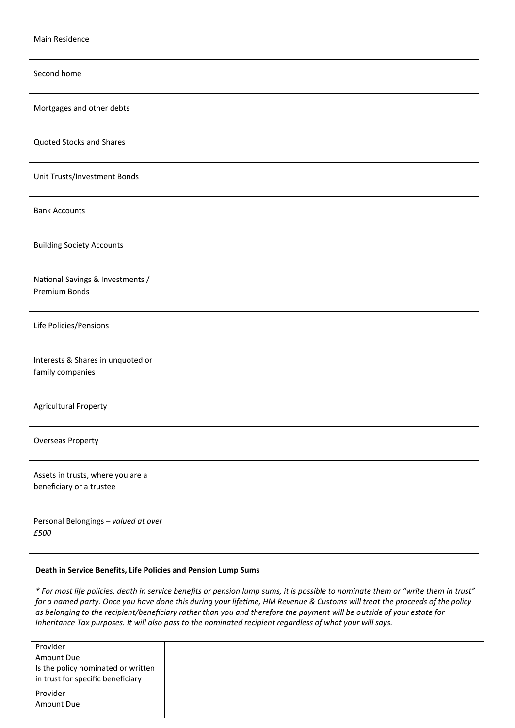| | |
|---|---|
| Main Residence | |
| Second home | |
| Mortgages and other debts | |
| Quoted Stocks and Shares | |
| Unit Trusts/Investment Bonds | |
| Bank Accounts | |
| Building Society Accounts | |
| National Savings & Investments / Premium Bonds | |
| Life Policies/Pensions | |
| Interests & Shares in unquoted or family companies | |
| Agricultural Property | |
| Overseas Property | |
| Assets in trusts, where you are a beneficiary or a trustee | |
| Personal Belongings – *valued at over £500* | |

**Death in Service Benefits, Life Policies and Pension Lump Sums**

*\* For most life policies, death in service benefits or pension lump sums, it is possible to nominate them or "write them in trust" for a named party. Once you have done this during your lifetime, HM Revenue & Customs will treat the proceeds of the policy as belonging to the recipient/beneficiary rather than you and therefore the payment will be outside of your estate for Inheritance Tax purposes. It will also pass to the nominated recipient regardless of what your will says.*

| | |
|---|---|
| Provider<br>Amount Due<br>Is the policy nominated or written in trust for specific beneficiary | |
| Provider<br>Amount Due | |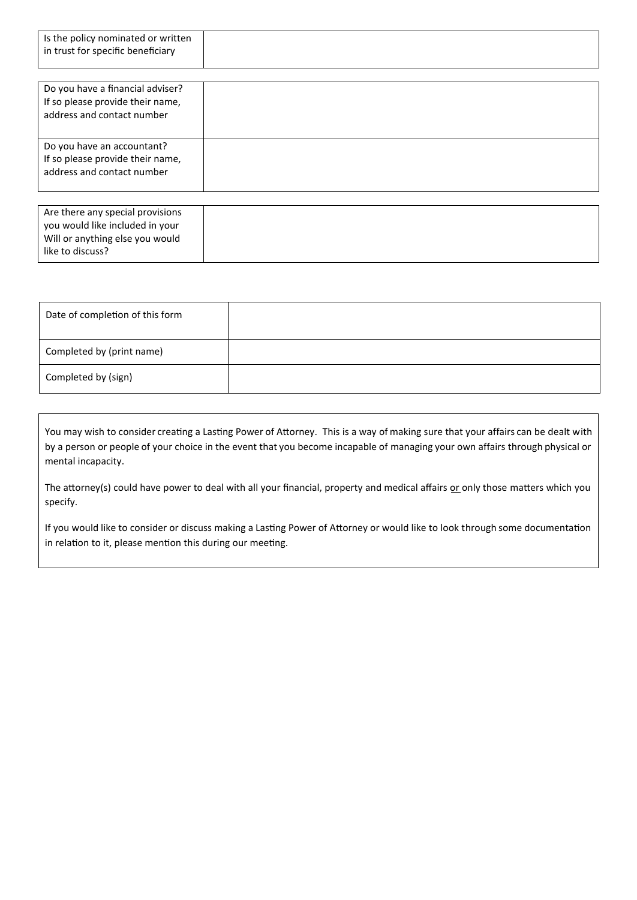| | |
|---|---|
| Is the policy nominated or written in trust for specific beneficiary | |

| | |
|---|---|
| Do you have a financial adviser? If so please provide their name, address and contact number | |
| Do you have an accountant? If so please provide their name, address and contact number | |

| | |
|---|---|
| Are there any special provisions you would like included in your Will or anything else you would like to discuss? | |

| | |
|---|---|
| Date of completion of this form | |
| Completed by (print name) | |
| Completed by (sign) | |

You may wish to consider creating a Lasting Power of Attorney. This is a way of making sure that your affairs can be dealt with by a person or people of your choice in the event that you become incapable of managing your own affairs through physical or mental incapacity.

The attorney(s) could have power to deal with all your financial, property and medical affairs <u>or</u> only those matters which you specify.

If you would like to consider or discuss making a Lasting Power of Attorney or would like to look through some documentation in relation to it, please mention this during our meeting.